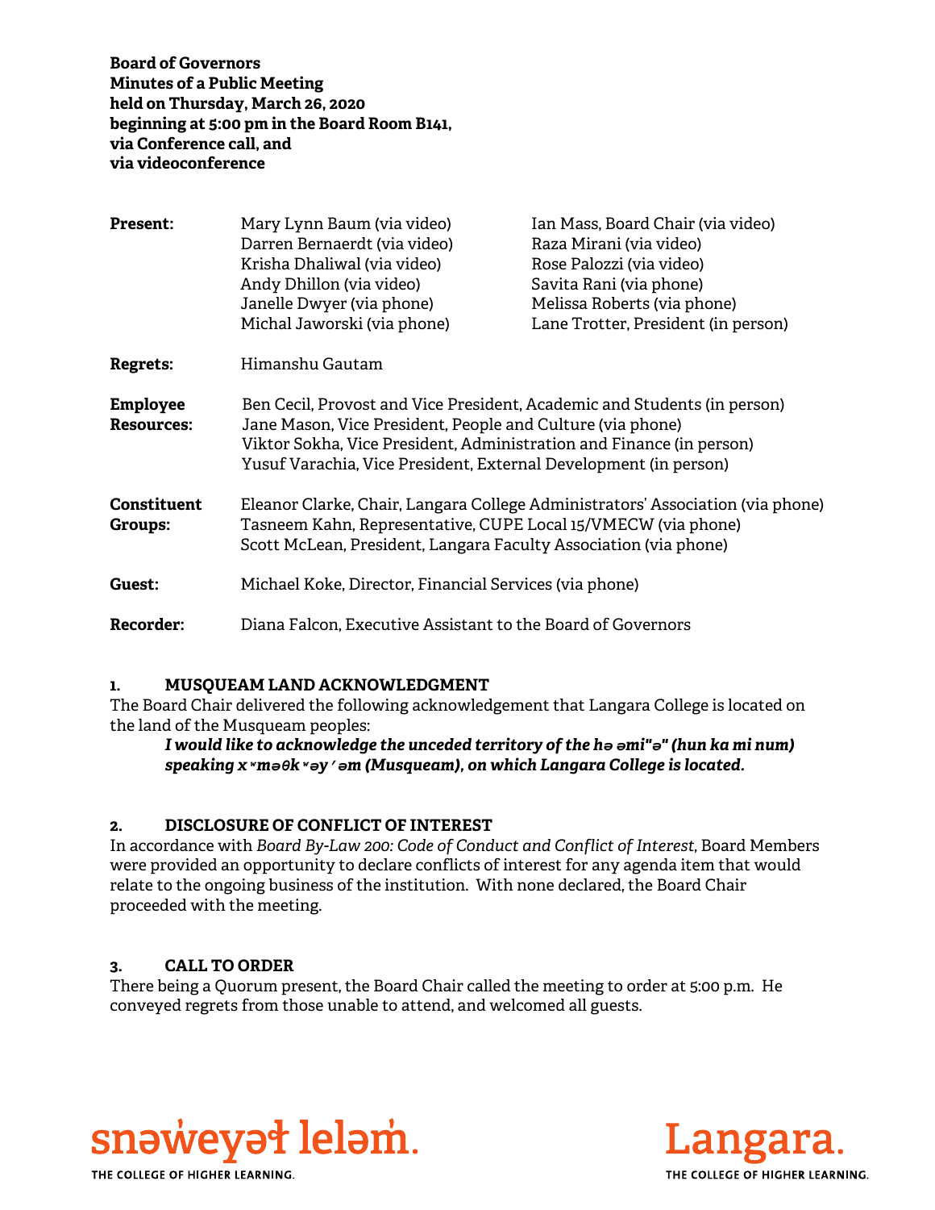**Board of Governors**
**Minutes of a Public Meeting**
**held on Thursday, March 26, 2020**
**beginning at 5:00 pm in the Board Room B141,**
**via Conference call, and**
**via videoconference**

| | | |
|---|---|---|
| **Present:** | Mary Lynn Baum (via video) | Ian Mass, Board Chair (via video) |
| | Darren Bernaerdt (via video) | Raza Mirani (via video) |
| | Krisha Dhaliwal (via video) | Rose Palozzi (via video) |
| | Andy Dhillon (via video) | Savita Rani (via phone) |
| | Janelle Dwyer (via phone) | Melissa Roberts (via phone) |
| | Michal Jaworski (via phone) | Lane Trotter, President (in person) |
| **Regrets:** | Himanshu Gautam | |
| **Employee Resources:** | Ben Cecil, Provost and Vice President, Academic and Students (in person)<br>Jane Mason, Vice President, People and Culture (via phone)<br>Viktor Sokha, Vice President, Administration and Finance (in person)<br>Yusuf Varachia, Vice President, External Development (in person) | |
| **Constituent Groups:** | Eleanor Clarke, Chair, Langara College Administrators' Association (via phone)<br>Tasneem Kahn, Representative, CUPE Local 15/VMECW (via phone)<br>Scott McLean, President, Langara Faculty Association (via phone) | |
| **Guest:** | Michael Koke, Director, Financial Services (via phone) | |
| **Recorder:** | Diana Falcon, Executive Assistant to the Board of Governors | |

## 1. MUSQUEAM LAND ACKNOWLEDGMENT

The Board Chair delivered the following acknowledgement that Langara College is located on the land of the Musqueam peoples:

> ***I would like to acknowledge the unceded territory of the hə əmi"ə" (hun ka mi num) speaking xʷməθkʷəy ̓əm (Musqueam), on which Langara College is located.***

## 2. DISCLOSURE OF CONFLICT OF INTEREST

In accordance with *Board By-Law 200: Code of Conduct and Conflict of Interest*, Board Members were provided an opportunity to declare conflicts of interest for any agenda item that would relate to the ongoing business of the institution. With none declared, the Board Chair proceeded with the meeting.

## 3. CALL TO ORDER

There being a Quorum present, the Board Chair called the meeting to order at 5:00 p.m. He conveyed regrets from those unable to attend, and welcomed all guests.

snəw̓eyəɬ leləm̓. THE COLLEGE OF HIGHER LEARNING.

Langara. THE COLLEGE OF HIGHER LEARNING.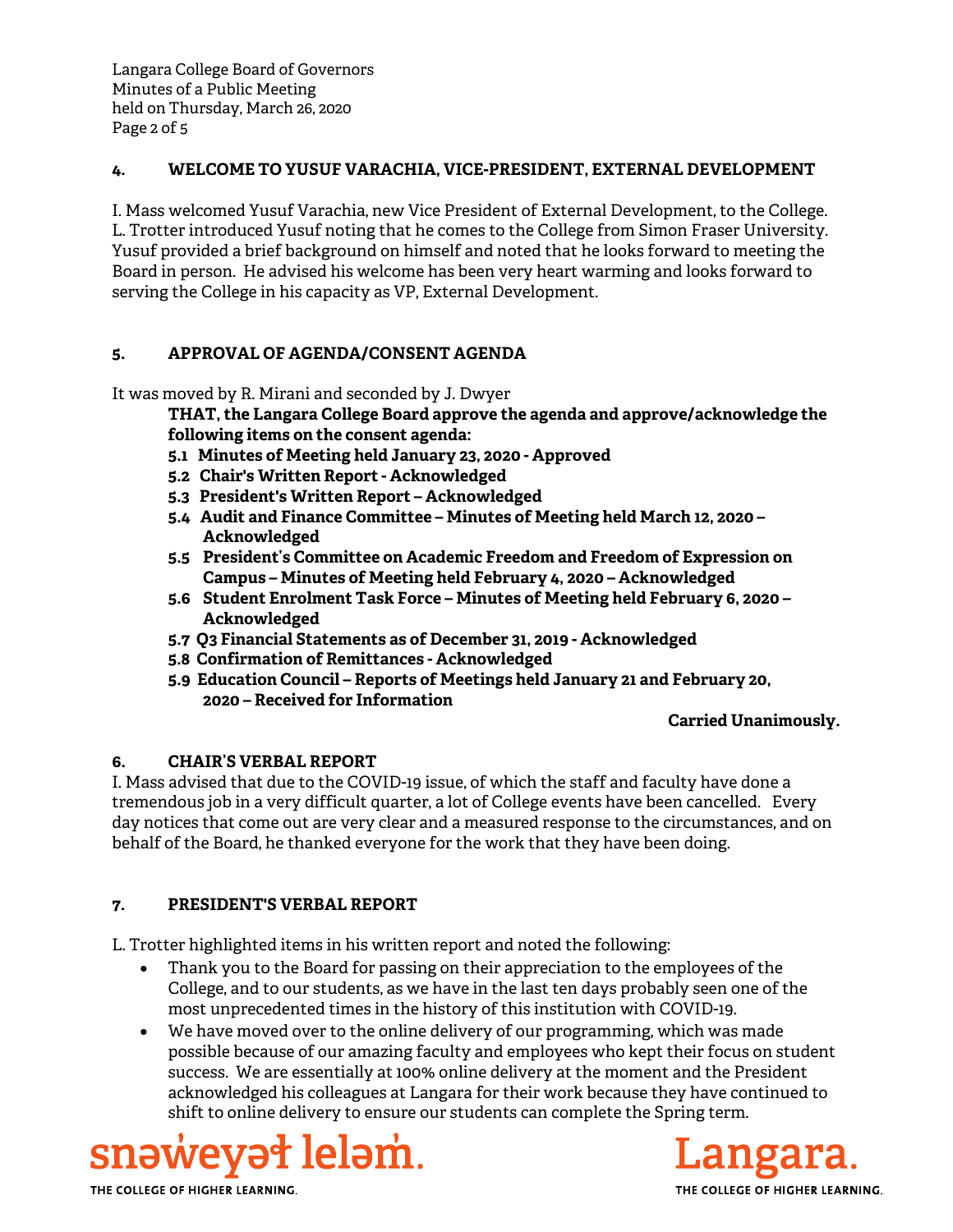## 4. WELCOME TO YUSUF VARACHIA, VICE-PRESIDENT, EXTERNAL DEVELOPMENT

I. Mass welcomed Yusuf Varachia, new Vice President of External Development, to the College. L. Trotter introduced Yusuf noting that he comes to the College from Simon Fraser University. Yusuf provided a brief background on himself and noted that he looks forward to meeting the Board in person. He advised his welcome has been very heart warming and looks forward to serving the College in his capacity as VP, External Development.

## 5. APPROVAL OF AGENDA/CONSENT AGENDA

It was moved by R. Mirani and seconded by J. Dwyer

**THAT, the Langara College Board approve the agenda and approve/acknowledge the following items on the consent agenda:**

**5.1 Minutes of Meeting held January 23, 2020 - Approved**
**5.2 Chair's Written Report - Acknowledged**
**5.3 President's Written Report – Acknowledged**
**5.4 Audit and Finance Committee – Minutes of Meeting held March 12, 2020 – Acknowledged**
**5.5 President's Committee on Academic Freedom and Freedom of Expression on Campus – Minutes of Meeting held February 4, 2020 – Acknowledged**
**5.6 Student Enrolment Task Force – Minutes of Meeting held February 6, 2020 – Acknowledged**
**5.7 Q3 Financial Statements as of December 31, 2019 - Acknowledged**
**5.8 Confirmation of Remittances - Acknowledged**
**5.9 Education Council – Reports of Meetings held January 21 and February 20, 2020 – Received for Information**

**Carried Unanimously.**

## 6. CHAIR'S VERBAL REPORT

I. Mass advised that due to the COVID-19 issue, of which the staff and faculty have done a tremendous job in a very difficult quarter, a lot of College events have been cancelled. Every day notices that come out are very clear and a measured response to the circumstances, and on behalf of the Board, he thanked everyone for the work that they have been doing.

## 7. PRESIDENT'S VERBAL REPORT

L. Trotter highlighted items in his written report and noted the following:

- Thank you to the Board for passing on their appreciation to the employees of the College, and to our students, as we have in the last ten days probably seen one of the most unprecedented times in the history of this institution with COVID-19.
- We have moved over to the online delivery of our programming, which was made possible because of our amazing faculty and employees who kept their focus on student success. We are essentially at 100% online delivery at the moment and the President acknowledged his colleagues at Langara for their work because they have continued to shift to online delivery to ensure our students can complete the Spring term.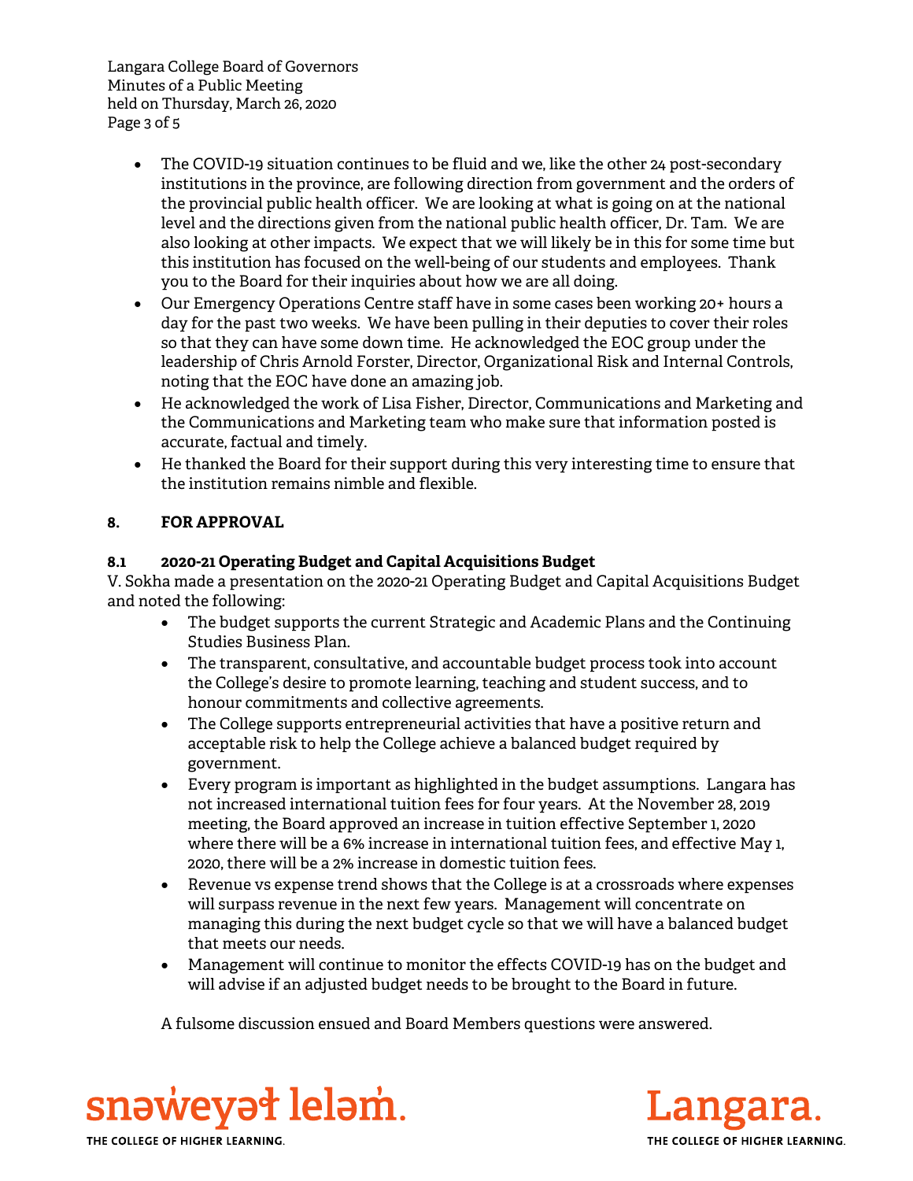- The COVID-19 situation continues to be fluid and we, like the other 24 post-secondary institutions in the province, are following direction from government and the orders of the provincial public health officer. We are looking at what is going on at the national level and the directions given from the national public health officer, Dr. Tam. We are also looking at other impacts. We expect that we will likely be in this for some time but this institution has focused on the well-being of our students and employees. Thank you to the Board for their inquiries about how we are all doing.
- Our Emergency Operations Centre staff have in some cases been working 20+ hours a day for the past two weeks. We have been pulling in their deputies to cover their roles so that they can have some down time. He acknowledged the EOC group under the leadership of Chris Arnold Forster, Director, Organizational Risk and Internal Controls, noting that the EOC have done an amazing job.
- He acknowledged the work of Lisa Fisher, Director, Communications and Marketing and the Communications and Marketing team who make sure that information posted is accurate, factual and timely.
- He thanked the Board for their support during this very interesting time to ensure that the institution remains nimble and flexible.

## 8. FOR APPROVAL

### 8.1 2020-21 Operating Budget and Capital Acquisitions Budget

V. Sokha made a presentation on the 2020-21 Operating Budget and Capital Acquisitions Budget and noted the following:

- The budget supports the current Strategic and Academic Plans and the Continuing Studies Business Plan.
- The transparent, consultative, and accountable budget process took into account the College's desire to promote learning, teaching and student success, and to honour commitments and collective agreements.
- The College supports entrepreneurial activities that have a positive return and acceptable risk to help the College achieve a balanced budget required by government.
- Every program is important as highlighted in the budget assumptions. Langara has not increased international tuition fees for four years. At the November 28, 2019 meeting, the Board approved an increase in tuition effective September 1, 2020 where there will be a 6% increase in international tuition fees, and effective May 1, 2020, there will be a 2% increase in domestic tuition fees.
- Revenue vs expense trend shows that the College is at a crossroads where expenses will surpass revenue in the next few years. Management will concentrate on managing this during the next budget cycle so that we will have a balanced budget that meets our needs.
- Management will continue to monitor the effects COVID-19 has on the budget and will advise if an adjusted budget needs to be brought to the Board in future.

A fulsome discussion ensued and Board Members questions were answered.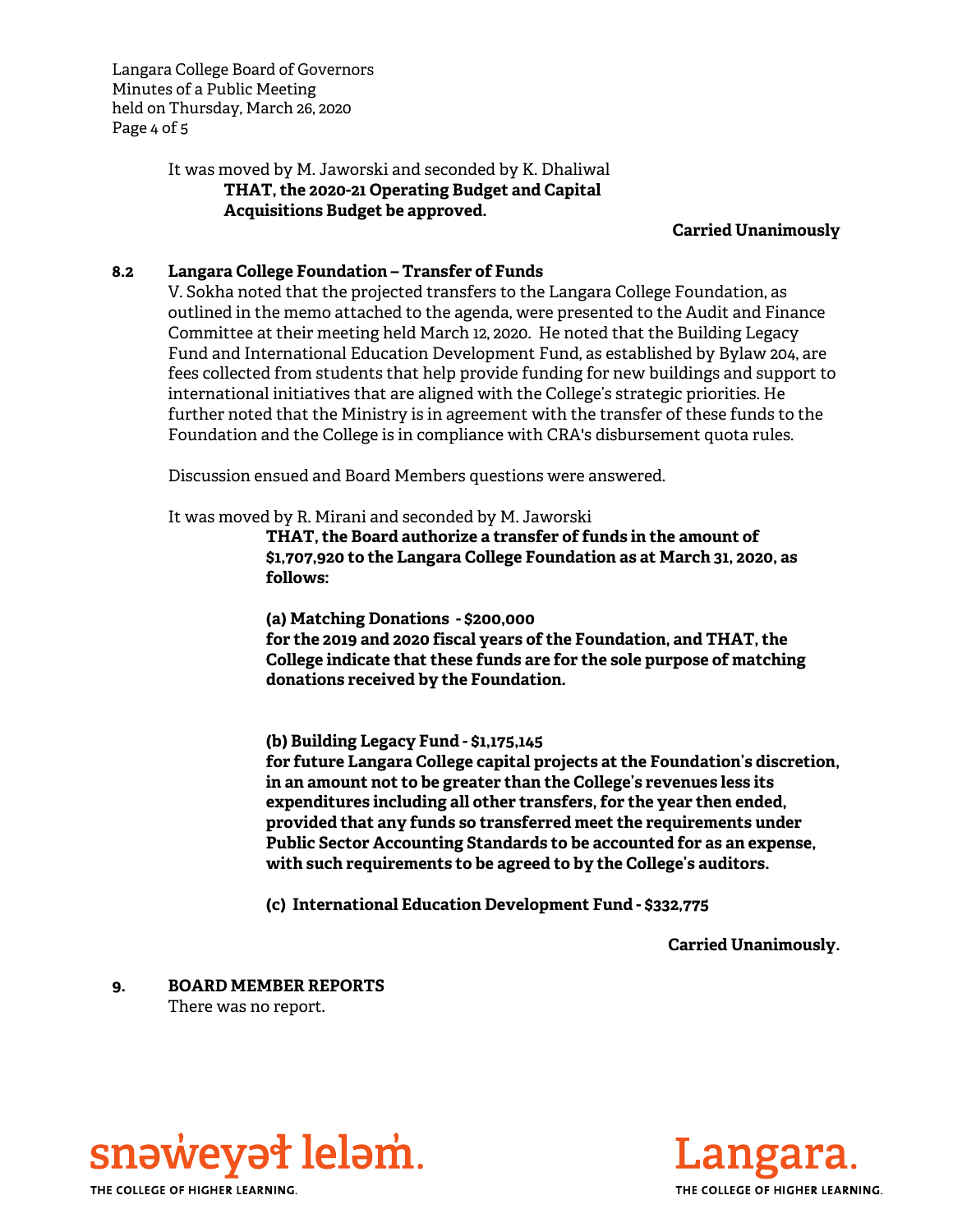It was moved by M. Jaworski and seconded by K. Dhaliwal

**THAT, the 2020-21 Operating Budget and Capital Acquisitions Budget be approved.**

**Carried Unanimously**

### 8.2 Langara College Foundation – Transfer of Funds

V. Sokha noted that the projected transfers to the Langara College Foundation, as outlined in the memo attached to the agenda, were presented to the Audit and Finance Committee at their meeting held March 12, 2020. He noted that the Building Legacy Fund and International Education Development Fund, as established by Bylaw 204, are fees collected from students that help provide funding for new buildings and support to international initiatives that are aligned with the College's strategic priorities. He further noted that the Ministry is in agreement with the transfer of these funds to the Foundation and the College is in compliance with CRA's disbursement quota rules.

Discussion ensued and Board Members questions were answered.

It was moved by R. Mirani and seconded by M. Jaworski

**THAT, the Board authorize a transfer of funds in the amount of $1,707,920 to the Langara College Foundation as at March 31, 2020, as follows:**

**(a) Matching Donations - $200,000**
**for the 2019 and 2020 fiscal years of the Foundation, and THAT, the College indicate that these funds are for the sole purpose of matching donations received by the Foundation.**

**(b) Building Legacy Fund - $1,175,145**
**for future Langara College capital projects at the Foundation's discretion, in an amount not to be greater than the College's revenues less its expenditures including all other transfers, for the year then ended, provided that any funds so transferred meet the requirements under Public Sector Accounting Standards to be accounted for as an expense, with such requirements to be agreed to by the College's auditors.**

**(c) International Education Development Fund - $332,775**

**Carried Unanimously.**

## 9. BOARD MEMBER REPORTS

There was no report.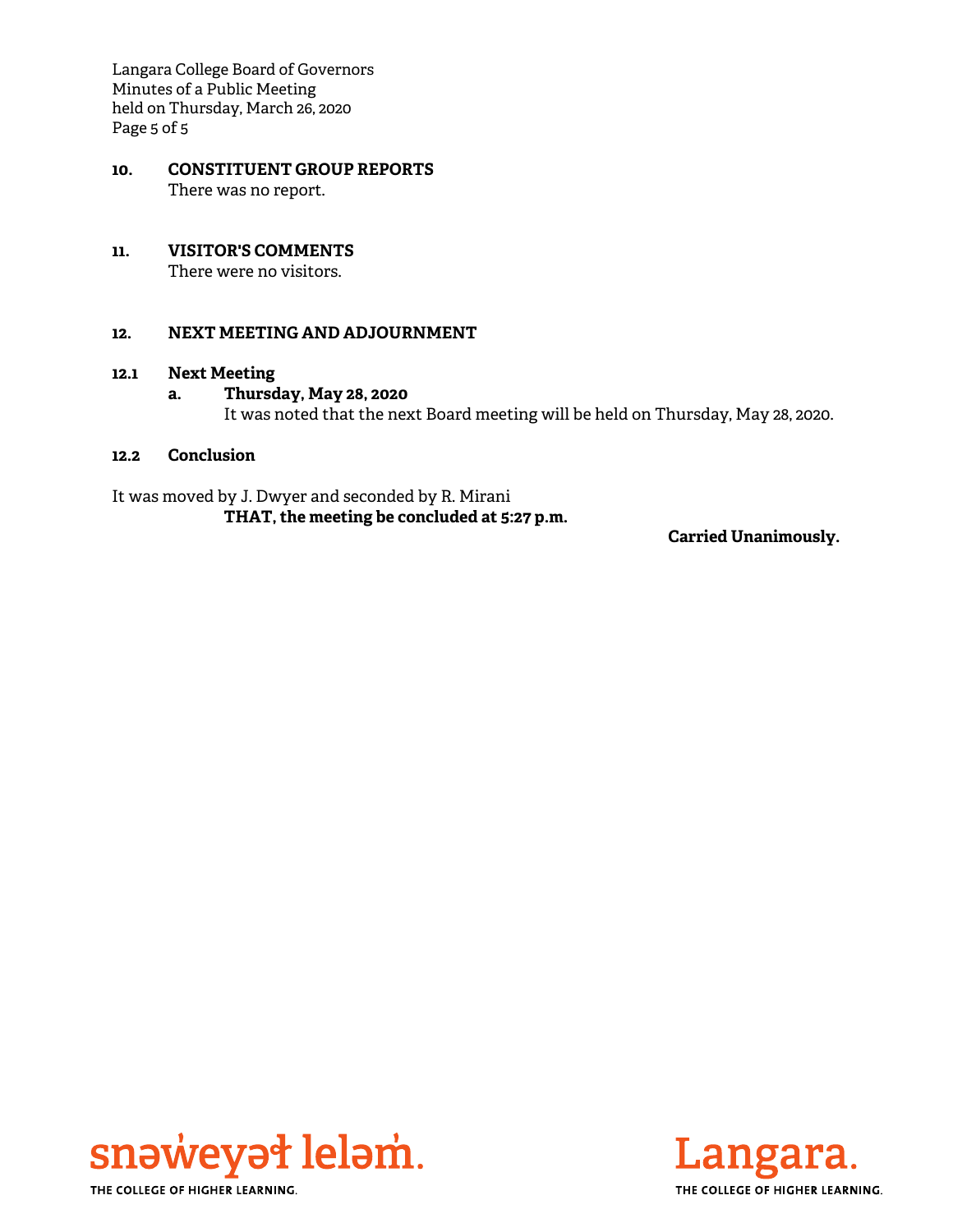## 10. CONSTITUENT GROUP REPORTS

There was no report.

## 11. VISITOR'S COMMENTS

There were no visitors.

## 12. NEXT MEETING AND ADJOURNMENT

### 12.1 Next Meeting

**a. Thursday, May 28, 2020**

It was noted that the next Board meeting will be held on Thursday, May 28, 2020.

### 12.2 Conclusion

It was moved by J. Dwyer and seconded by R. Mirani

**THAT, the meeting be concluded at 5:27 p.m.**

**Carried Unanimously.**